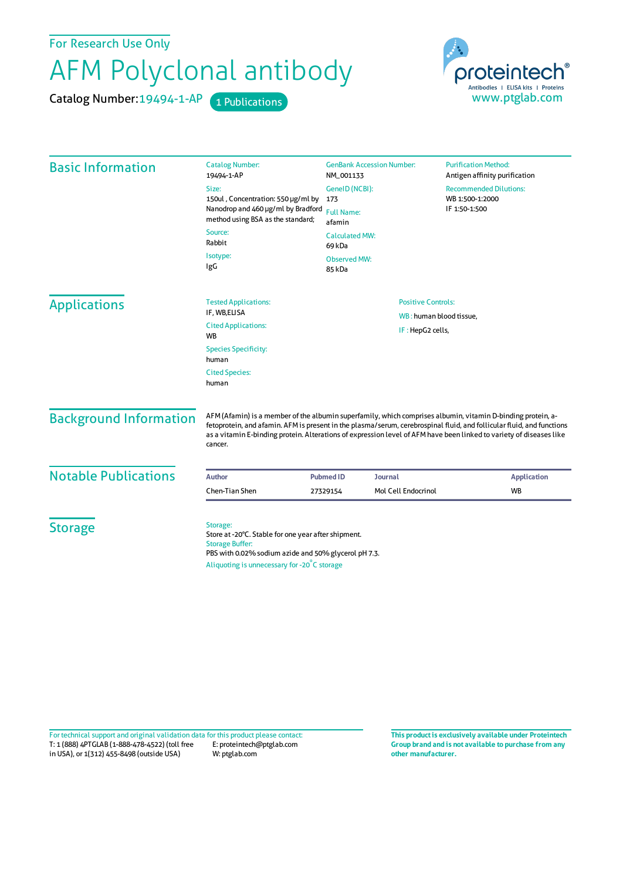For Research Use Only

# AFM Polyclonal antibody

Catalog Number: 19494-1-AP 1 Publications

proteintech® Antibodies | ELISA kits | Proteins
www.ptglab.com

## Basic Information

Catalog Number:
19494-1-AP

Size:
150ul , Concentration: 550 μg/ml by Nanodrop and 460 μg/ml by Bradford method using BSA as the standard;

Source:
Rabbit

Isotype:
IgG

GenBank Accession Number:
NM_001133

GeneID (NCBI):
173

Full Name:
afamin

Calculated MW:
69 kDa

Observed MW:
85 kDa

Purification Method:
Antigen affinity purification

Recommended Dilutions:
WB 1:500-1:2000
IF 1:50-1:500

## Applications

Tested Applications:
IF, WB,ELISA

Cited Applications:
WB

Species Specificity:
human

Cited Species:
human

Positive Controls:

WB : human blood tissue,

IF : HepG2 cells,

## Background Information

AFM (Afamin) is a member of the albumin superfamily, which comprises albumin, vitamin D-binding protein, a-fetoprotein, and afamin. AFM is present in the plasma/serum, cerebrospinal fluid, and follicular fluid, and functions as a vitamin E-binding protein. Alterations of expression level of AFM have been linked to variety of diseases like cancer.

## Notable Publications

| Author | Pubmed ID | Journal | Application |
|---|---|---|---|
| Chen-Tian Shen | 27329154 | Mol Cell Endocrinol | WB |

## Storage

Storage:
Store at -20°C. Stable for one year after shipment.
Storage Buffer:
PBS with 0.02% sodium azide and 50% glycerol pH 7.3.
Aliquoting is unnecessary for -20°C storage

For technical support and original validation data for this product please contact:
T: 1 (888) 4PTGLAB (1-888-478-4522) (toll free in USA), or 1(312) 455-8498 (outside USA)
E: proteintech@ptglab.com
W: ptglab.com

**This product is exclusively available under Proteintech Group brand and is not available to purchase from any other manufacturer.**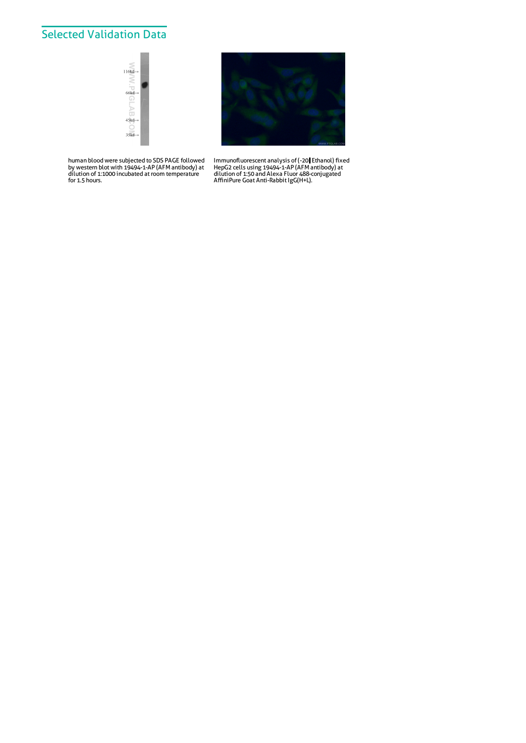## Selected Validation Data

116kd→
66kd→
45kd→
35kd→

human blood were subjected to SDS PAGE followed by western blot with 19494-1-AP (AFM antibody) at dilution of 1:1000 incubated at room temperature for 1.5 hours.

Immunofluorescent analysis of (-20 Ethanol) fixed HepG2 cells using 19494-1-AP (AFM antibody) at dilution of 1:50 and Alexa Fluor 488-conjugated AffiniPure Goat Anti-Rabbit IgG(H+L).